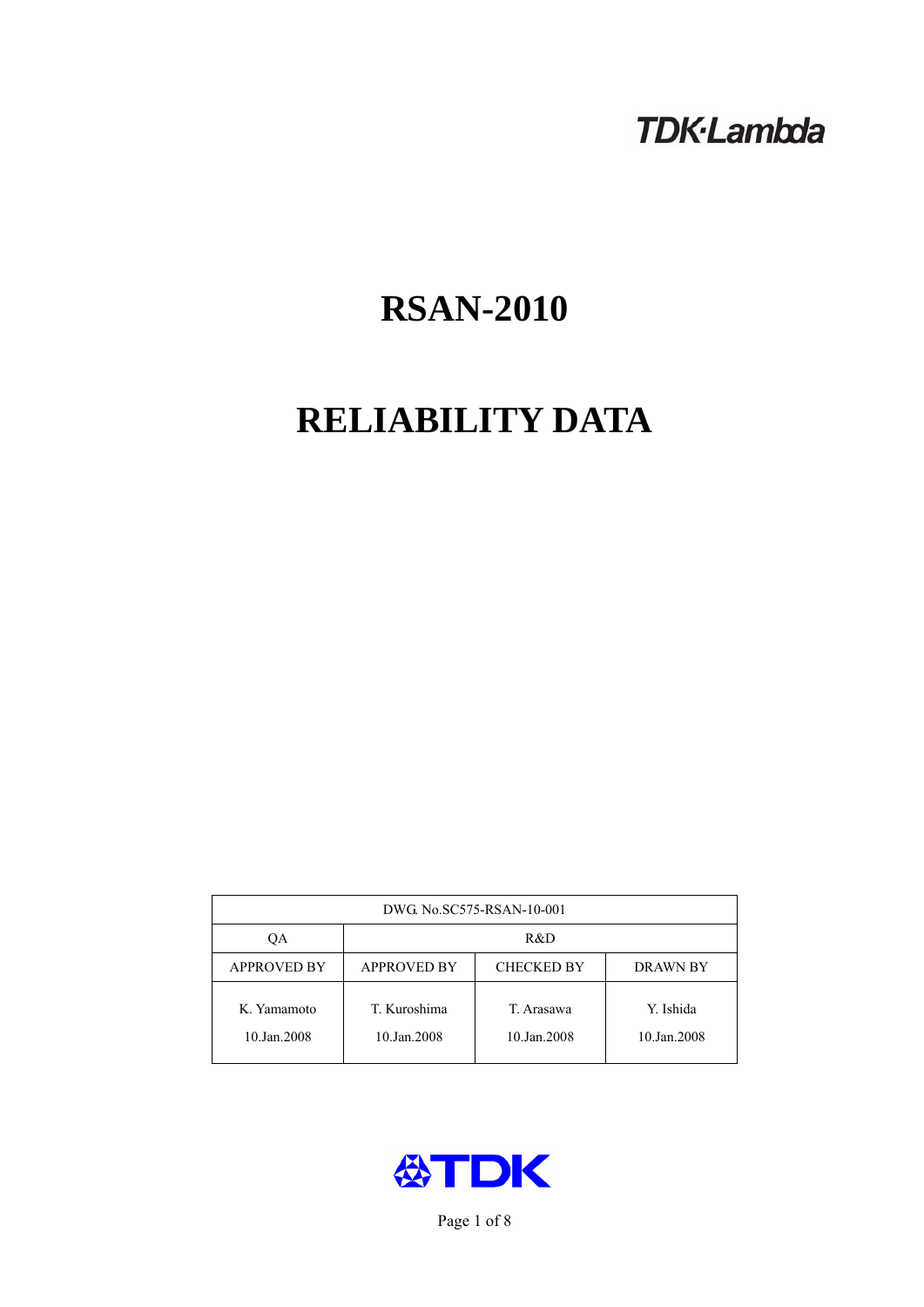TDK·Lambda

# RSAN-2010

# RELIABILITY DATA

| DWG. No.SC575-RSAN-10-001 | | | |
|---|---|---|---|
| QA | R&D | | |
| APPROVED BY | APPROVED BY | CHECKED BY | DRAWN BY |
| K. Yamamoto<br>10.Jan.2008 | T. Kuroshima<br>10.Jan.2008 | T. Arasawa<br>10.Jan.2008 | Y. Ishida<br>10.Jan.2008 |

TDK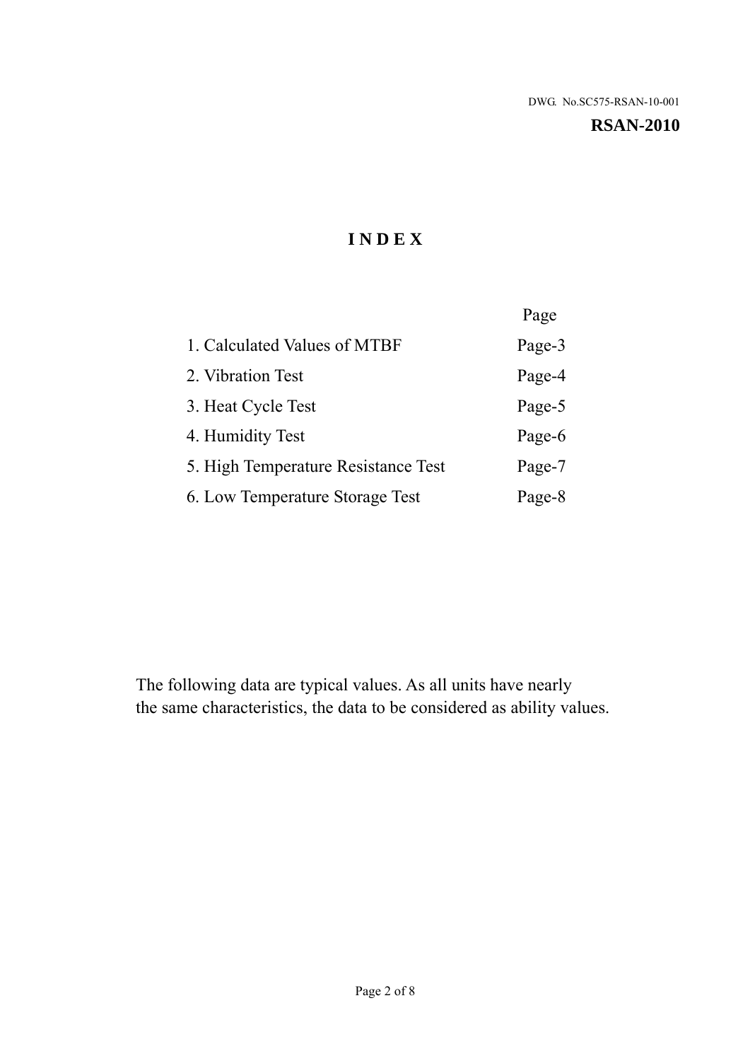DWG. No.SC575-RSAN-10-001

**RSAN-2010**

# I N D E X

| | Page |
|---|---|
| 1. Calculated Values of MTBF | Page-3 |
| 2. Vibration Test | Page-4 |
| 3. Heat Cycle Test | Page-5 |
| 4. Humidity Test | Page-6 |
| 5. High Temperature Resistance Test | Page-7 |
| 6. Low Temperature Storage Test | Page-8 |

The following data are typical values. As all units have nearly the same characteristics, the data to be considered as ability values.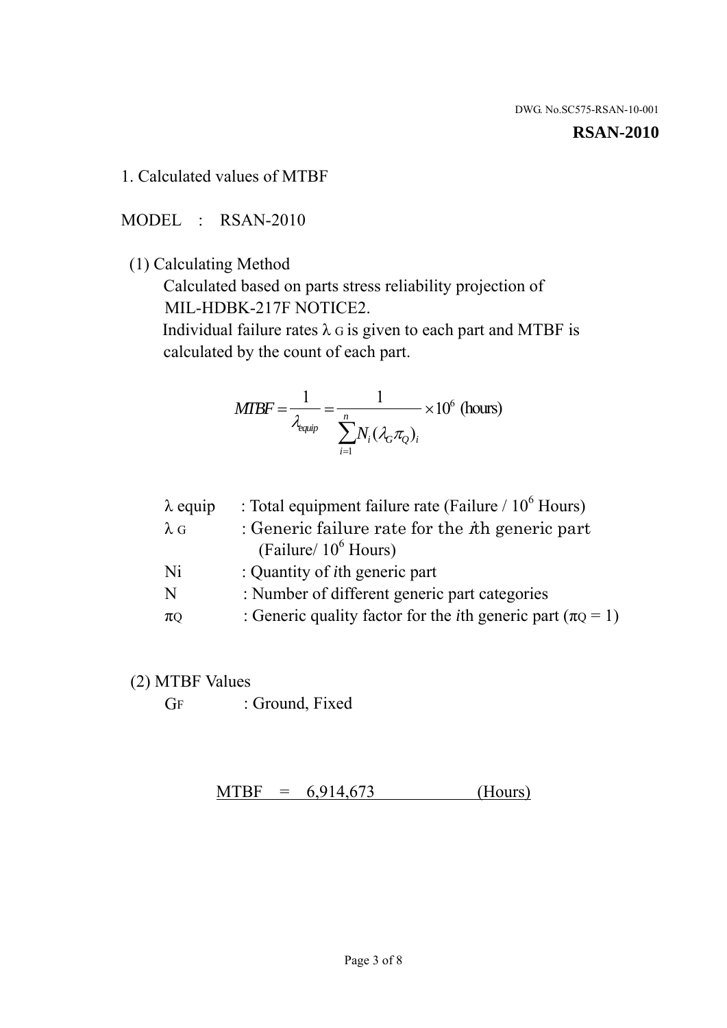DWG. No.SC575-RSAN-10-001

**RSAN-2010**

## 1. Calculated values of MTBF

MODEL : RSAN-2010

(1) Calculating Method

Calculated based on parts stress reliability projection of MIL-HDBK-217F NOTICE2.

Individual failure rates $\lambda_G$ is given to each part and MTBF is calculated by the count of each part.

$$MTBF = \frac{1}{\lambda_{equip}} = \frac{1}{\sum_{i=1}^{n} N_i (\lambda_G \pi_Q)_i} \times 10^6 \text{ (hours)}$$

| | |
|---|---|
| $\lambda$ equip | : Total equipment failure rate (Failure / $10^6$ Hours) |
| $\lambda_G$ | : Generic failure rate for the *i*th generic part (Failure/ $10^6$ Hours) |
| Ni | : Quantity of *i*th generic part |
| N | : Number of different generic part categories |
| $\pi_Q$ | : Generic quality factor for the *i*th generic part ($\pi_Q$ = 1) |

(2) MTBF Values

$G_F$ : Ground, Fixed

MTBF = 6,914,673 (Hours)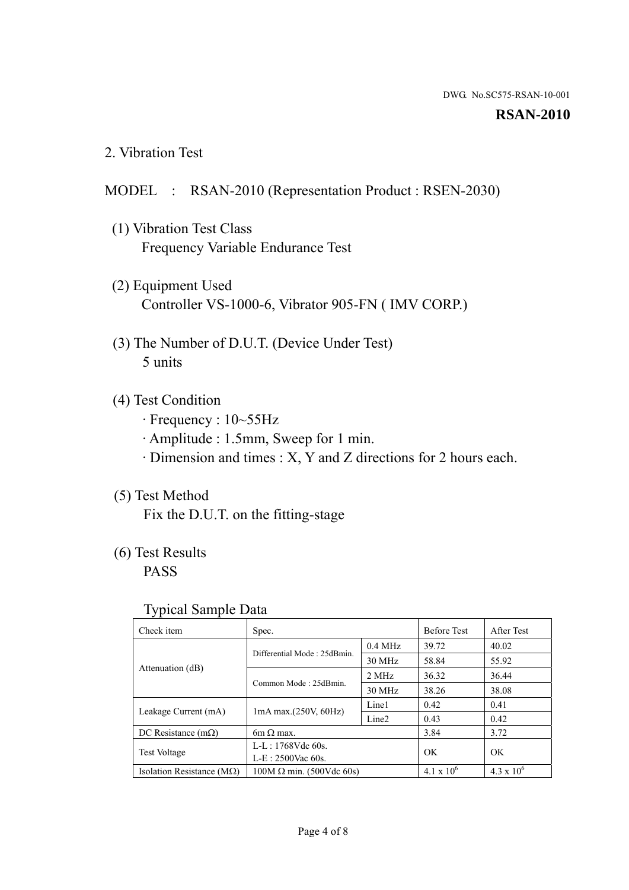DWG. No.SC575-RSAN-10-001

**RSAN-2010**

## 2. Vibration Test

MODEL : RSAN-2010 (Representation Product : RSEN-2030)

(1) Vibration Test Class
Frequency Variable Endurance Test

(2) Equipment Used
Controller VS-1000-6, Vibrator 905-FN ( IMV CORP.)

(3) The Number of D.U.T. (Device Under Test)
5 units

(4) Test Condition
· Frequency : 10~55Hz
· Amplitude : 1.5mm, Sweep for 1 min.
· Dimension and times : X, Y and Z directions for 2 hours each.

(5) Test Method
Fix the D.U.T. on the fitting-stage

(6) Test Results
PASS

Typical Sample Data

| Check item | Spec. | | Before Test | After Test |
|---|---|---|---|---|
| Attenuation (dB) | Differential Mode : 25dBmin. | 0.4 MHz | 39.72 | 40.02 |
| | | 30 MHz | 58.84 | 55.92 |
| | Common Mode : 25dBmin. | 2 MHz | 36.32 | 36.44 |
| | | 30 MHz | 38.26 | 38.08 |
| Leakage Current (mA) | 1mA max.(250V, 60Hz) | Line1 | 0.42 | 0.41 |
| | | Line2 | 0.43 | 0.42 |
| DC Resistance (mΩ) | 6m Ω max. | | 3.84 | 3.72 |
| Test Voltage | L-L : 1768Vdc 60s.<br>L-E : 2500Vac 60s. | | OK | OK |
| Isolation Resistance (MΩ) | 100M Ω min. (500Vdc 60s) | | $4.1 \times 10^6$ | $4.3 \times 10^6$ |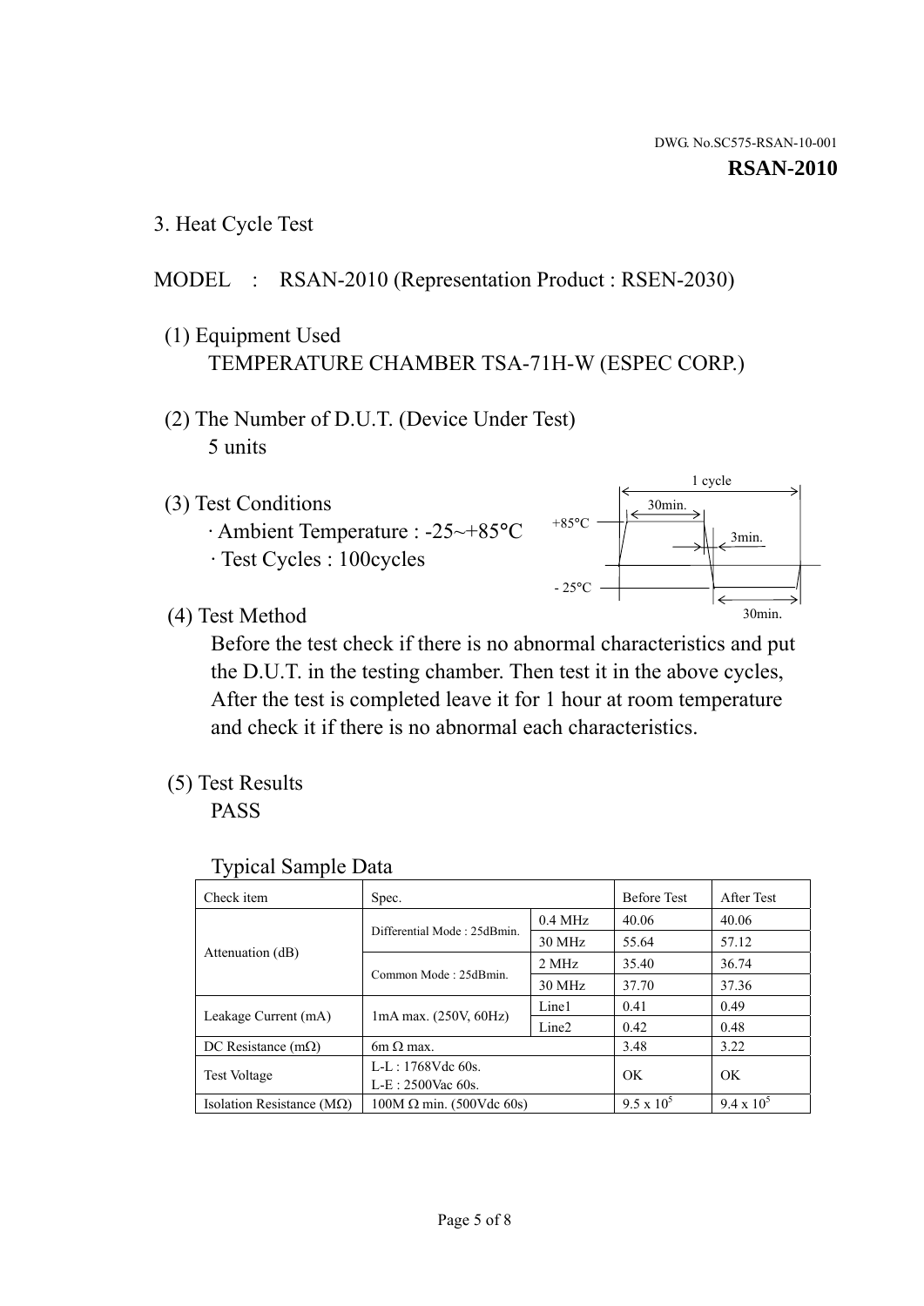DWG. No.SC575-RSAN-10-001

**RSAN-2010**

## 3. Heat Cycle Test

MODEL : RSAN-2010 (Representation Product : RSEN-2030)

(1) Equipment Used
TEMPERATURE CHAMBER TSA-71H-W (ESPEC CORP.)

(2) The Number of D.U.T. (Device Under Test)
5 units

(3) Test Conditions
· Ambient Temperature : -25~+85°C
· Test Cycles : 100cycles

1 cycle
30min.
+85°C
3min.
- 25°C
30min.

(4) Test Method
Before the test check if there is no abnormal characteristics and put the D.U.T. in the testing chamber. Then test it in the above cycles, After the test is completed leave it for 1 hour at room temperature and check it if there is no abnormal each characteristics.

(5) Test Results
PASS

Typical Sample Data

| Check item | Spec. | | Before Test | After Test |
|---|---|---|---|---|
| Attenuation (dB) | Differential Mode : 25dBmin. | 0.4 MHz | 40.06 | 40.06 |
| | | 30 MHz | 55.64 | 57.12 |
| | Common Mode : 25dBmin. | 2 MHz | 35.40 | 36.74 |
| | | 30 MHz | 37.70 | 37.36 |
| Leakage Current (mA) | 1mA max. (250V, 60Hz) | Line1 | 0.41 | 0.49 |
| | | Line2 | 0.42 | 0.48 |
| DC Resistance (mΩ) | 6m Ω max. | | 3.48 | 3.22 |
| Test Voltage | L-L : 1768Vdc 60s.<br>L-E : 2500Vac 60s. | | OK | OK |
| Isolation Resistance (MΩ) | 100M Ω min. (500Vdc 60s) | | $9.5 \times 10^5$ | $9.4 \times 10^5$ |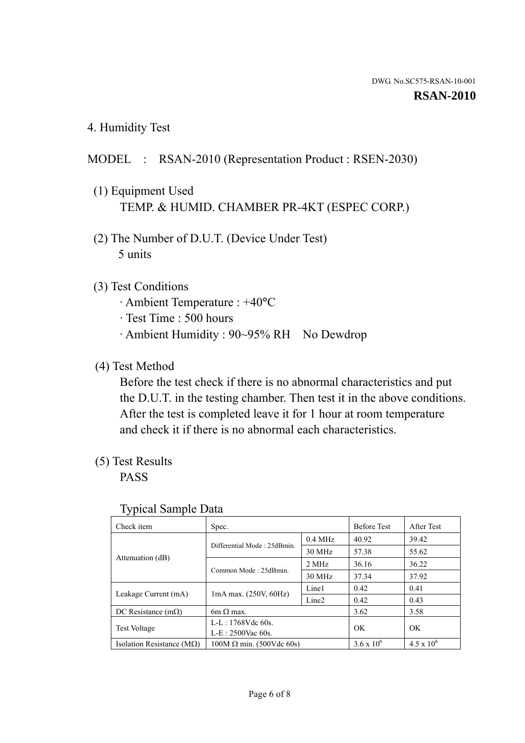DWG. No.SC575-RSAN-10-001

**RSAN-2010**

## 4. Humidity Test

MODEL : RSAN-2010 (Representation Product : RSEN-2030)

(1) Equipment Used

TEMP. & HUMID. CHAMBER PR-4KT (ESPEC CORP.)

(2) The Number of D.U.T. (Device Under Test)

5 units

(3) Test Conditions

· Ambient Temperature : +40°C
· Test Time : 500 hours
· Ambient Humidity : 90~95% RH No Dewdrop

(4) Test Method

Before the test check if there is no abnormal characteristics and put the D.U.T. in the testing chamber. Then test it in the above conditions. After the test is completed leave it for 1 hour at room temperature and check it if there is no abnormal each characteristics.

(5) Test Results

PASS

Typical Sample Data

| Check item | Spec. | | Before Test | After Test |
|---|---|---|---|---|
| Attenuation (dB) | Differential Mode : 25dBmin. | 0.4 MHz | 40.92 | 39.42 |
| | | 30 MHz | 57.38 | 55.62 |
| | Common Mode : 25dBmin. | 2 MHz | 36.16 | 36.22 |
| | | 30 MHz | 37.34 | 37.92 |
| Leakage Current (mA) | 1mA max. (250V, 60Hz) | Line1 | 0.42 | 0.41 |
| | | Line2 | 0.42 | 0.43 |
| DC Resistance (mΩ) | 6m Ω max. | | 3.62 | 3.58 |
| Test Voltage | L-L : 1768Vdc 60s.<br>L-E : 2500Vac 60s. | | OK | OK |
| Isolation Resistance (MΩ) | 100M Ω min. (500Vdc 60s) | | $3.6 \times 10^6$ | $4.5 \times 10^6$ |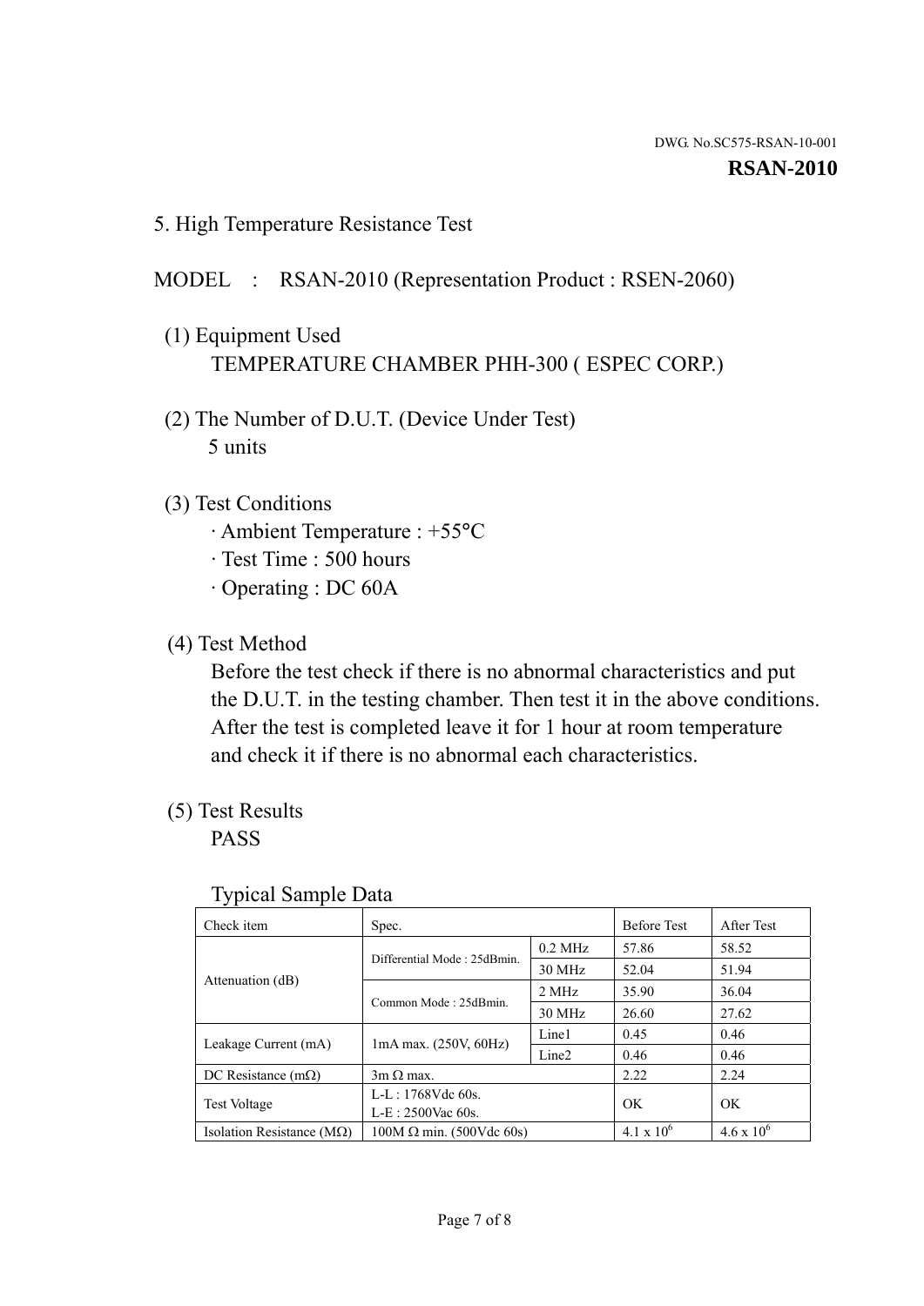DWG. No.SC575-RSAN-10-001

**RSAN-2010**

## 5. High Temperature Resistance Test

MODEL : RSAN-2010 (Representation Product : RSEN-2060)

(1) Equipment Used
TEMPERATURE CHAMBER PHH-300 ( ESPEC CORP.)

(2) The Number of D.U.T. (Device Under Test)
5 units

(3) Test Conditions
· Ambient Temperature : +55°C
· Test Time : 500 hours
· Operating : DC 60A

(4) Test Method
Before the test check if there is no abnormal characteristics and put the D.U.T. in the testing chamber. Then test it in the above conditions. After the test is completed leave it for 1 hour at room temperature and check it if there is no abnormal each characteristics.

(5) Test Results
PASS

Typical Sample Data

| Check item | Spec. | | Before Test | After Test |
|---|---|---|---|---|
| Attenuation (dB) | Differential Mode : 25dBmin. | 0.2 MHz | 57.86 | 58.52 |
| | | 30 MHz | 52.04 | 51.94 |
| | Common Mode : 25dBmin. | 2 MHz | 35.90 | 36.04 |
| | | 30 MHz | 26.60 | 27.62 |
| Leakage Current (mA) | 1mA max. (250V, 60Hz) | Line1 | 0.45 | 0.46 |
| | | Line2 | 0.46 | 0.46 |
| DC Resistance (mΩ) | 3m Ω max. | | 2.22 | 2.24 |
| Test Voltage | L-L : 1768Vdc 60s. L-E : 2500Vac 60s. | | OK | OK |
| Isolation Resistance (MΩ) | 100M Ω min. (500Vdc 60s) | | $4.1 \times 10^6$ | $4.6 \times 10^6$ |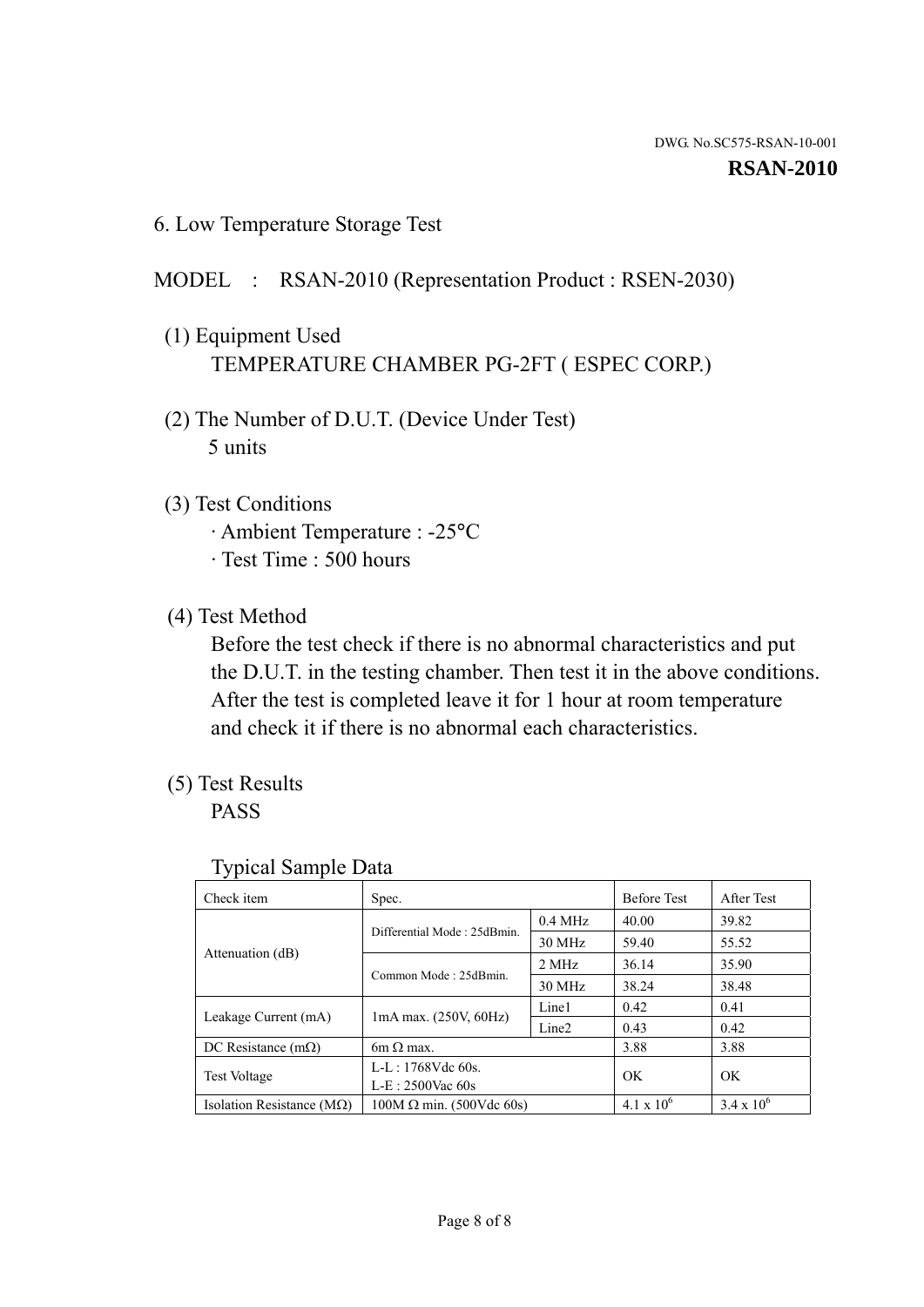DWG. No.SC575-RSAN-10-001

**RSAN-2010**

## 6. Low Temperature Storage Test

MODEL : RSAN-2010 (Representation Product : RSEN-2030)

(1) Equipment Used
TEMPERATURE CHAMBER PG-2FT ( ESPEC CORP.)

(2) The Number of D.U.T. (Device Under Test)
5 units

(3) Test Conditions
· Ambient Temperature : -25°C
· Test Time : 500 hours

(4) Test Method
Before the test check if there is no abnormal characteristics and put the D.U.T. in the testing chamber. Then test it in the above conditions. After the test is completed leave it for 1 hour at room temperature and check it if there is no abnormal each characteristics.

(5) Test Results
PASS

Typical Sample Data

| Check item | Spec. | | Before Test | After Test |
|---|---|---|---|---|
| Attenuation (dB) | Differential Mode : 25dBmin. | 0.4 MHz | 40.00 | 39.82 |
| | | 30 MHz | 59.40 | 55.52 |
| | Common Mode : 25dBmin. | 2 MHz | 36.14 | 35.90 |
| | | 30 MHz | 38.24 | 38.48 |
| Leakage Current (mA) | 1mA max. (250V, 60Hz) | Line1 | 0.42 | 0.41 |
| | | Line2 | 0.43 | 0.42 |
| DC Resistance (mΩ) | 6m Ω max. | | 3.88 | 3.88 |
| Test Voltage | L-L : 1768Vdc 60s.<br>L-E : 2500Vac 60s | | OK | OK |
| Isolation Resistance (MΩ) | 100M Ω min. (500Vdc 60s) | | $4.1 \times 10^6$ | $3.4 \times 10^6$ |